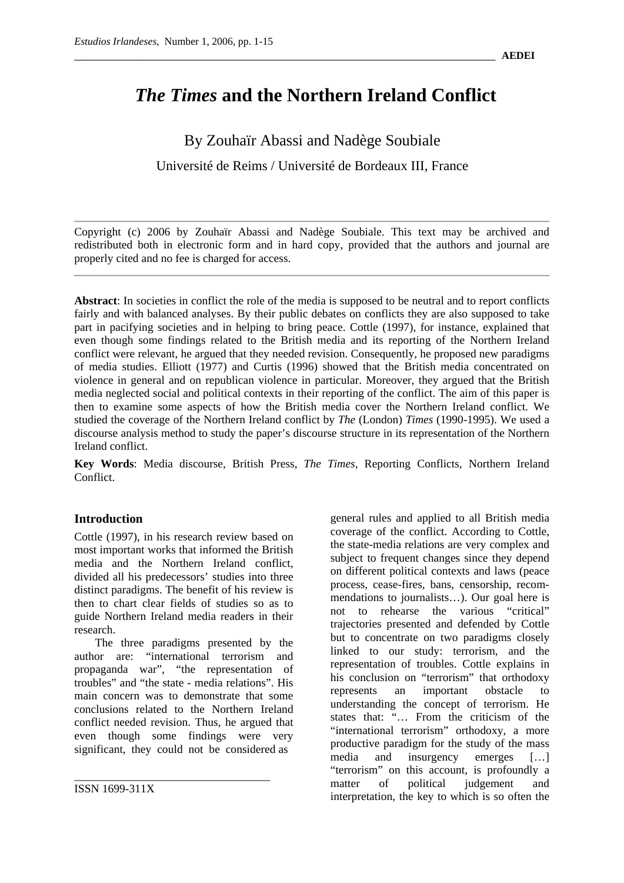# *The Times* and the Northern Ireland Conflict

By Zouhaïr Abassi and Nadège Soubiale

Université de Reims / Université de Bordeaux III, France

Copyright (c) 2006 by Zouhaïr Abassi and Nadège Soubiale. This text may be archived and redistributed both in electronic form and in hard copy, provided that the authors and journal are properly cited and no fee is charged for access.

**Abstract**: In societies in conflict the role of the media is supposed to be neutral and to report conflicts fairly and with balanced analyses. By their public debates on conflicts they are also supposed to take part in pacifying societies and in helping to bring peace. Cottle (1997), for instance, explained that even though some findings related to the British media and its reporting of the Northern Ireland conflict were relevant, he argued that they needed revision. Consequently, he proposed new paradigms of media studies. Elliott (1977) and Curtis (1996) showed that the British media concentrated on violence in general and on republican violence in particular. Moreover, they argued that the British media neglected social and political contexts in their reporting of the conflict. The aim of this paper is then to examine some aspects of how the British media cover the Northern Ireland conflict. We studied the coverage of the Northern Ireland conflict by *The* (London) *Times* (1990-1995). We used a discourse analysis method to study the paper's discourse structure in its representation of the Northern Ireland conflict.

**Key Words**: Media discourse, British Press, *The Times*, Reporting Conflicts, Northern Ireland Conflict.

## Introduction

Cottle (1997), in his research review based on most important works that informed the British media and the Northern Ireland conflict, divided all his predecessors' studies into three distinct paradigms. The benefit of his review is then to chart clear fields of studies so as to guide Northern Ireland media readers in their research.

The three paradigms presented by the author are: "international terrorism and propaganda war", "the representation of troubles" and "the state - media relations". His main concern was to demonstrate that some conclusions related to the Northern Ireland conflict needed revision. Thus, he argued that even though some findings were very significant, they could not be considered as general rules and applied to all British media coverage of the conflict. According to Cottle, the state-media relations are very complex and subject to frequent changes since they depend on different political contexts and laws (peace process, cease-fires, bans, censorship, recommendations to journalists…). Our goal here is not to rehearse the various "critical" trajectories presented and defended by Cottle but to concentrate on two paradigms closely linked to our study: terrorism, and the representation of troubles. Cottle explains in his conclusion on "terrorism" that orthodoxy represents an important obstacle to understanding the concept of terrorism. He states that: "… From the criticism of the "international terrorism" orthodoxy, a more productive paradigm for the study of the mass media and insurgency emerges […] "terrorism" on this account, is profoundly a matter of political judgement and interpretation, the key to which is so often the

ISSN 1699-311X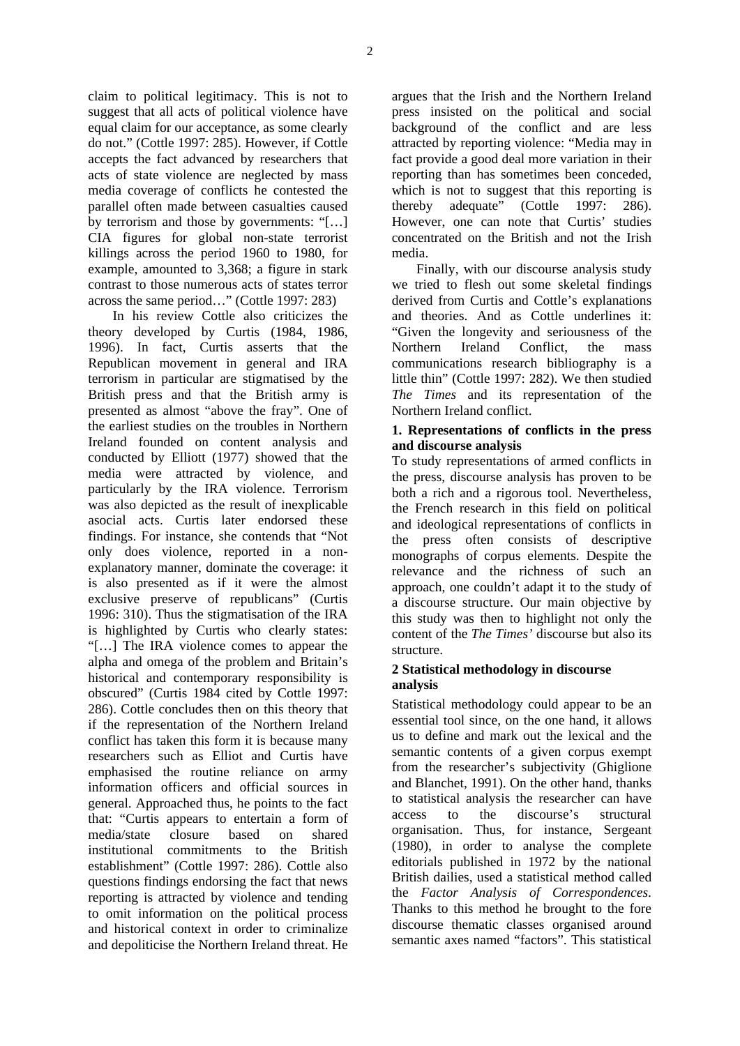claim to political legitimacy. This is not to suggest that all acts of political violence have equal claim for our acceptance, as some clearly do not." (Cottle 1997: 285). However, if Cottle accepts the fact advanced by researchers that acts of state violence are neglected by mass media coverage of conflicts he contested the parallel often made between casualties caused by terrorism and those by governments: "[…] CIA figures for global non-state terrorist killings across the period 1960 to 1980, for example, amounted to 3,368; a figure in stark contrast to those numerous acts of states terror across the same period…" (Cottle 1997: 283)

In his review Cottle also criticizes the theory developed by Curtis (1984, 1986, 1996). In fact, Curtis asserts that the Republican movement in general and IRA terrorism in particular are stigmatised by the British press and that the British army is presented as almost "above the fray". One of the earliest studies on the troubles in Northern Ireland founded on content analysis and conducted by Elliott (1977) showed that the media were attracted by violence, and particularly by the IRA violence. Terrorism was also depicted as the result of inexplicable asocial acts. Curtis later endorsed these findings. For instance, she contends that "Not only does violence, reported in a non-explanatory manner, dominate the coverage: it is also presented as if it were the almost exclusive preserve of republicans" (Curtis 1996: 310). Thus the stigmatisation of the IRA is highlighted by Curtis who clearly states: "[…] The IRA violence comes to appear the alpha and omega of the problem and Britain's historical and contemporary responsibility is obscured" (Curtis 1984 cited by Cottle 1997: 286). Cottle concludes then on this theory that if the representation of the Northern Ireland conflict has taken this form it is because many researchers such as Elliot and Curtis have emphasised the routine reliance on army information officers and official sources in general. Approached thus, he points to the fact that: "Curtis appears to entertain a form of media/state closure based on shared institutional commitments to the British establishment" (Cottle 1997: 286). Cottle also questions findings endorsing the fact that news reporting is attracted by violence and tending to omit information on the political process and historical context in order to criminalize and depoliticise the Northern Ireland threat. He argues that the Irish and the Northern Ireland press insisted on the political and social background of the conflict and are less attracted by reporting violence: "Media may in fact provide a good deal more variation in their reporting than has sometimes been conceded, which is not to suggest that this reporting is thereby adequate" (Cottle 1997: 286). However, one can note that Curtis' studies concentrated on the British and not the Irish media.

Finally, with our discourse analysis study we tried to flesh out some skeletal findings derived from Curtis and Cottle's explanations and theories. And as Cottle underlines it: "Given the longevity and seriousness of the Northern Ireland Conflict, the mass communications research bibliography is a little thin" (Cottle 1997: 282). We then studied *The Times* and its representation of the Northern Ireland conflict.

## 1. Representations of conflicts in the press and discourse analysis

To study representations of armed conflicts in the press, discourse analysis has proven to be both a rich and a rigorous tool. Nevertheless, the French research in this field on political and ideological representations of conflicts in the press often consists of descriptive monographs of corpus elements. Despite the relevance and the richness of such an approach, one couldn't adapt it to the study of a discourse structure. Our main objective by this study was then to highlight not only the content of the *The Times'* discourse but also its structure.

## 2 Statistical methodology in discourse analysis

Statistical methodology could appear to be an essential tool since, on the one hand, it allows us to define and mark out the lexical and the semantic contents of a given corpus exempt from the researcher's subjectivity (Ghiglione and Blanchet, 1991). On the other hand, thanks to statistical analysis the researcher can have access to the discourse's structural organisation. Thus, for instance, Sergeant (1980), in order to analyse the complete editorials published in 1972 by the national British dailies, used a statistical method called the *Factor Analysis of Correspondences*. Thanks to this method he brought to the fore discourse thematic classes organised around semantic axes named "factors". This statistical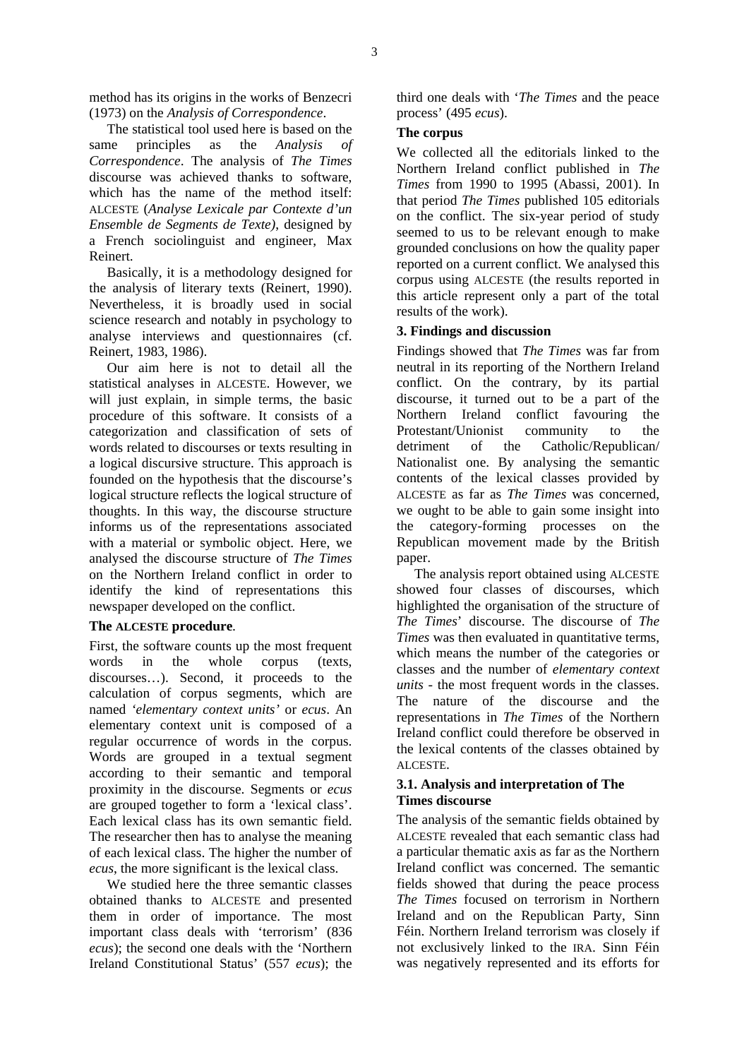method has its origins in the works of Benzecri (1973) on the *Analysis of Correspondence*.

The statistical tool used here is based on the same principles as the *Analysis of Correspondence*. The analysis of *The Times* discourse was achieved thanks to software, which has the name of the method itself: ALCESTE (*Analyse Lexicale par Contexte d'un Ensemble de Segments de Texte)*, designed by a French sociolinguist and engineer, Max Reinert.

Basically, it is a methodology designed for the analysis of literary texts (Reinert, 1990). Nevertheless, it is broadly used in social science research and notably in psychology to analyse interviews and questionnaires (cf. Reinert, 1983, 1986).

Our aim here is not to detail all the statistical analyses in ALCESTE. However, we will just explain, in simple terms, the basic procedure of this software. It consists of a categorization and classification of sets of words related to discourses or texts resulting in a logical discursive structure. This approach is founded on the hypothesis that the discourse's logical structure reflects the logical structure of thoughts. In this way, the discourse structure informs us of the representations associated with a material or symbolic object. Here, we analysed the discourse structure of *The Times* on the Northern Ireland conflict in order to identify the kind of representations this newspaper developed on the conflict.

**The ALCESTE procedure**.

First, the software counts up the most frequent words in the whole corpus (texts, discourses…). Second, it proceeds to the calculation of corpus segments, which are named *'elementary context units'* or *ecus*. An elementary context unit is composed of a regular occurrence of words in the corpus. Words are grouped in a textual segment according to their semantic and temporal proximity in the discourse. Segments or *ecus* are grouped together to form a 'lexical class'. Each lexical class has its own semantic field. The researcher then has to analyse the meaning of each lexical class. The higher the number of *ecus*, the more significant is the lexical class.

We studied here the three semantic classes obtained thanks to ALCESTE and presented them in order of importance. The most important class deals with 'terrorism' (836 *ecus*); the second one deals with the 'Northern Ireland Constitutional Status' (557 *ecus*); the third one deals with '*The Times* and the peace process' (495 *ecus*).

**The corpus**

We collected all the editorials linked to the Northern Ireland conflict published in *The Times* from 1990 to 1995 (Abassi, 2001). In that period *The Times* published 105 editorials on the conflict. The six-year period of study seemed to us to be relevant enough to make grounded conclusions on how the quality paper reported on a current conflict. We analysed this corpus using ALCESTE (the results reported in this article represent only a part of the total results of the work).

## 3. Findings and discussion

Findings showed that *The Times* was far from neutral in its reporting of the Northern Ireland conflict. On the contrary, by its partial discourse, it turned out to be a part of the Northern Ireland conflict favouring the Protestant/Unionist community to the detriment of the Catholic/Republican/ Nationalist one. By analysing the semantic contents of the lexical classes provided by ALCESTE as far as *The Times* was concerned, we ought to be able to gain some insight into the category-forming processes on the Republican movement made by the British paper.

The analysis report obtained using ALCESTE showed four classes of discourses, which highlighted the organisation of the structure of *The Times*' discourse. The discourse of *The Times* was then evaluated in quantitative terms, which means the number of the categories or classes and the number of *elementary context units* - the most frequent words in the classes. The nature of the discourse and the representations in *The Times* of the Northern Ireland conflict could therefore be observed in the lexical contents of the classes obtained by ALCESTE.

### 3.1. Analysis and interpretation of The Times discourse

The analysis of the semantic fields obtained by ALCESTE revealed that each semantic class had a particular thematic axis as far as the Northern Ireland conflict was concerned. The semantic fields showed that during the peace process *The Times* focused on terrorism in Northern Ireland and on the Republican Party, Sinn Féin. Northern Ireland terrorism was closely if not exclusively linked to the IRA. Sinn Féin was negatively represented and its efforts for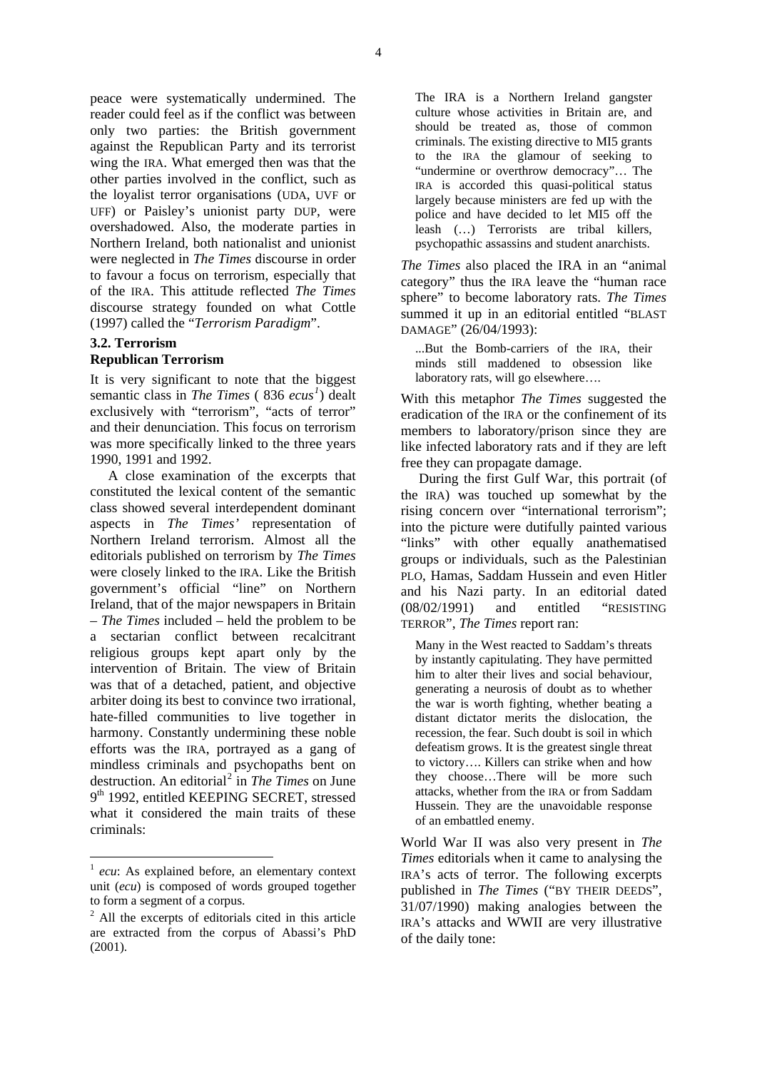peace were systematically undermined. The reader could feel as if the conflict was between only two parties: the British government against the Republican Party and its terrorist wing the IRA. What emerged then was that the other parties involved in the conflict, such as the loyalist terror organisations (UDA, UVF or UFF) or Paisley's unionist party DUP, were overshadowed. Also, the moderate parties in Northern Ireland, both nationalist and unionist were neglected in *The Times* discourse in order to favour a focus on terrorism, especially that of the IRA. This attitude reflected *The Times* discourse strategy founded on what Cottle (1997) called the "*Terrorism Paradigm*".

### 3.2. Terrorism

#### Republican Terrorism

It is very significant to note that the biggest semantic class in *The Times* ( 836 *ecus*[1]) dealt exclusively with "terrorism", "acts of terror" and their denunciation. This focus on terrorism was more specifically linked to the three years 1990, 1991 and 1992.

A close examination of the excerpts that constituted the lexical content of the semantic class showed several interdependent dominant aspects in *The Times'* representation of Northern Ireland terrorism. Almost all the editorials published on terrorism by *The Times* were closely linked to the IRA. Like the British government's official "line" on Northern Ireland, that of the major newspapers in Britain – *The Times* included – held the problem to be a sectarian conflict between recalcitrant religious groups kept apart only by the intervention of Britain. The view of Britain was that of a detached, patient, and objective arbiter doing its best to convince two irrational, hate-filled communities to live together in harmony. Constantly undermining these noble efforts was the IRA, portrayed as a gang of mindless criminals and psychopaths bent on destruction. An editorial[2] in *The Times* on June 9th 1992, entitled KEEPING SECRET, stressed what it considered the main traits of these criminals:

> The IRA is a Northern Ireland gangster culture whose activities in Britain are, and should be treated as, those of common criminals. The existing directive to MI5 grants to the IRA the glamour of seeking to "undermine or overthrow democracy"… The IRA is accorded this quasi-political status largely because ministers are fed up with the police and have decided to let MI5 off the leash (…) Terrorists are tribal killers, psychopathic assassins and student anarchists.

*The Times* also placed the IRA in an "animal category" thus the IRA leave the "human race sphere" to become laboratory rats. *The Times* summed it up in an editorial entitled "BLAST DAMAGE" (26/04/1993):

> ...But the Bomb-carriers of the IRA, their minds still maddened to obsession like laboratory rats, will go elsewhere….

With this metaphor *The Times* suggested the eradication of the IRA or the confinement of its members to laboratory/prison since they are like infected laboratory rats and if they are left free they can propagate damage.

During the first Gulf War, this portrait (of the IRA) was touched up somewhat by the rising concern over "international terrorism"; into the picture were dutifully painted various "links" with other equally anathematised groups or individuals, such as the Palestinian PLO, Hamas, Saddam Hussein and even Hitler and his Nazi party. In an editorial dated (08/02/1991) and entitled "RESISTING TERROR", *The Times* report ran:

> Many in the West reacted to Saddam's threats by instantly capitulating. They have permitted him to alter their lives and social behaviour, generating a neurosis of doubt as to whether the war is worth fighting, whether beating a distant dictator merits the dislocation, the recession, the fear. Such doubt is soil in which defeatism grows. It is the greatest single threat to victory…. Killers can strike when and how they choose…There will be more such attacks, whether from the IRA or from Saddam Hussein. They are the unavoidable response of an embattled enemy.

World War II was also very present in *The Times* editorials when it came to analysing the IRA's acts of terror. The following excerpts published in *The Times* ("BY THEIR DEEDS", 31/07/1990) making analogies between the IRA's attacks and WWII are very illustrative of the daily tone:

---

[1] *ecu*: As explained before, an elementary context unit (*ecu*) is composed of words grouped together to form a segment of a corpus.

[2] All the excerpts of editorials cited in this article are extracted from the corpus of Abassi's PhD (2001).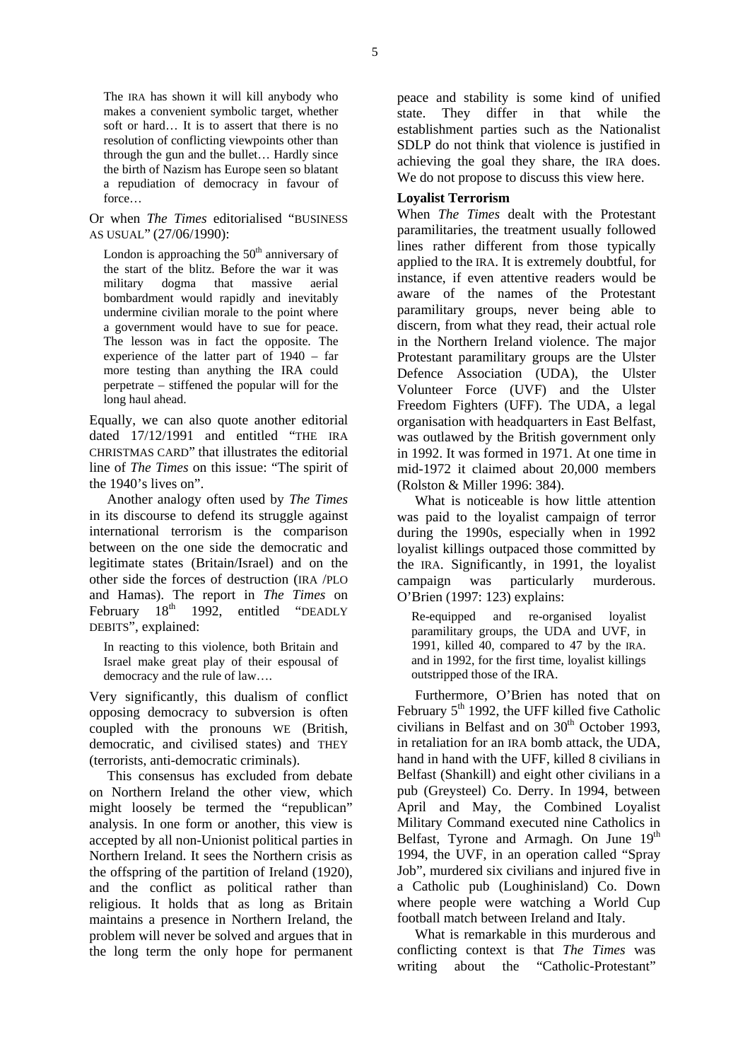> The IRA has shown it will kill anybody who makes a convenient symbolic target, whether soft or hard… It is to assert that there is no resolution of conflicting viewpoints other than through the gun and the bullet… Hardly since the birth of Nazism has Europe seen so blatant a repudiation of democracy in favour of force…

Or when *The Times* editorialised "BUSINESS AS USUAL" (27/06/1990):

> London is approaching the 50th anniversary of the start of the blitz. Before the war it was military dogma that massive aerial bombardment would rapidly and inevitably undermine civilian morale to the point where a government would have to sue for peace. The lesson was in fact the opposite. The experience of the latter part of 1940 – far more testing than anything the IRA could perpetrate – stiffened the popular will for the long haul ahead.

Equally, we can also quote another editorial dated 17/12/1991 and entitled "THE IRA CHRISTMAS CARD" that illustrates the editorial line of *The Times* on this issue: "The spirit of the 1940's lives on".

Another analogy often used by *The Times* in its discourse to defend its struggle against international terrorism is the comparison between on the one side the democratic and legitimate states (Britain/Israel) and on the other side the forces of destruction (IRA /PLO and Hamas). The report in *The Times* on February 18th 1992, entitled "DEADLY DEBITS", explained:

> In reacting to this violence, both Britain and Israel make great play of their espousal of democracy and the rule of law….

Very significantly, this dualism of conflict opposing democracy to subversion is often coupled with the pronouns WE (British, democratic, and civilised states) and THEY (terrorists, anti-democratic criminals).

This consensus has excluded from debate on Northern Ireland the other view, which might loosely be termed the "republican" analysis. In one form or another, this view is accepted by all non-Unionist political parties in Northern Ireland. It sees the Northern crisis as the offspring of the partition of Ireland (1920), and the conflict as political rather than religious. It holds that as long as Britain maintains a presence in Northern Ireland, the problem will never be solved and argues that in the long term the only hope for permanent peace and stability is some kind of unified state. They differ in that while the establishment parties such as the Nationalist SDLP do not think that violence is justified in achieving the goal they share, the IRA does. We do not propose to discuss this view here.

**Loyalist Terrorism**

When *The Times* dealt with the Protestant paramilitaries, the treatment usually followed lines rather different from those typically applied to the IRA. It is extremely doubtful, for instance, if even attentive readers would be aware of the names of the Protestant paramilitary groups, never being able to discern, from what they read, their actual role in the Northern Ireland violence. The major Protestant paramilitary groups are the Ulster Defence Association (UDA), the Ulster Volunteer Force (UVF) and the Ulster Freedom Fighters (UFF). The UDA, a legal organisation with headquarters in East Belfast, was outlawed by the British government only in 1992. It was formed in 1971. At one time in mid-1972 it claimed about 20,000 members (Rolston & Miller 1996: 384).

What is noticeable is how little attention was paid to the loyalist campaign of terror during the 1990s, especially when in 1992 loyalist killings outpaced those committed by the IRA. Significantly, in 1991, the loyalist campaign was particularly murderous. O'Brien (1997: 123) explains:

> Re-equipped and re-organised loyalist paramilitary groups, the UDA and UVF, in 1991, killed 40, compared to 47 by the IRA. and in 1992, for the first time, loyalist killings outstripped those of the IRA.

Furthermore, O'Brien has noted that on February 5th 1992, the UFF killed five Catholic civilians in Belfast and on 30th October 1993, in retaliation for an IRA bomb attack, the UDA, hand in hand with the UFF, killed 8 civilians in Belfast (Shankill) and eight other civilians in a pub (Greysteel) Co. Derry. In 1994, between April and May, the Combined Loyalist Military Command executed nine Catholics in Belfast, Tyrone and Armagh. On June 19th 1994, the UVF, in an operation called "Spray Job", murdered six civilians and injured five in a Catholic pub (Loughinisland) Co. Down where people were watching a World Cup football match between Ireland and Italy.

What is remarkable in this murderous and conflicting context is that *The Times* was writing about the "Catholic-Protestant"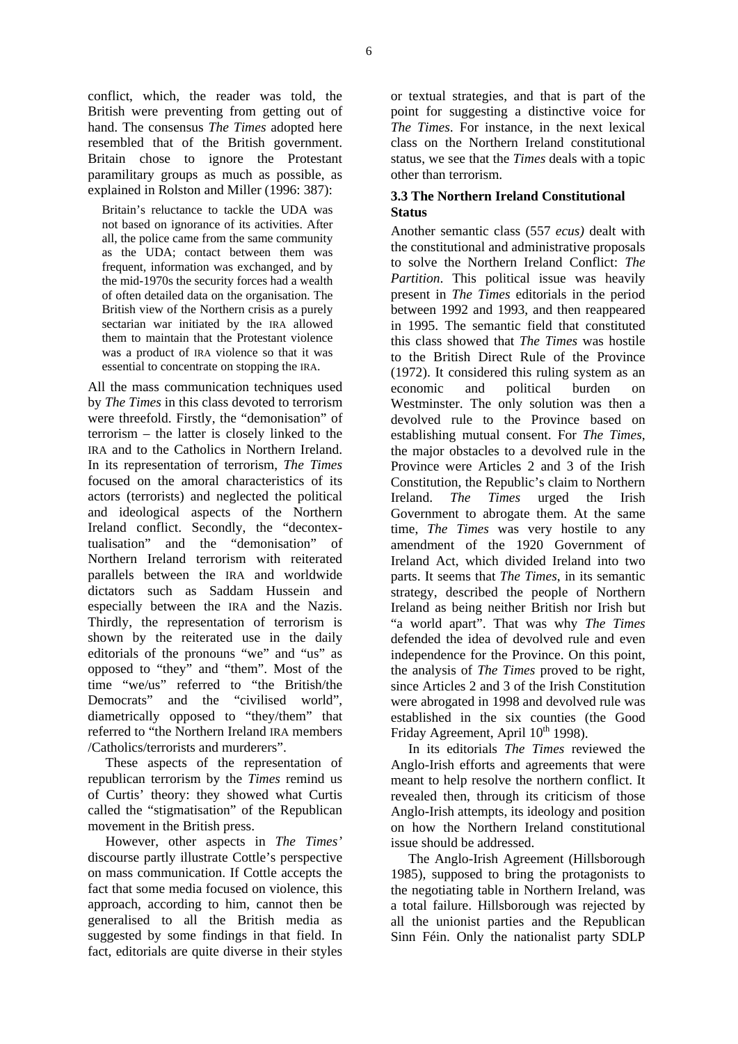conflict, which, the reader was told, the British were preventing from getting out of hand. The consensus *The Times* adopted here resembled that of the British government. Britain chose to ignore the Protestant paramilitary groups as much as possible, as explained in Rolston and Miller (1996: 387):

> Britain's reluctance to tackle the UDA was not based on ignorance of its activities. After all, the police came from the same community as the UDA; contact between them was frequent, information was exchanged, and by the mid-1970s the security forces had a wealth of often detailed data on the organisation. The British view of the Northern crisis as a purely sectarian war initiated by the IRA allowed them to maintain that the Protestant violence was a product of IRA violence so that it was essential to concentrate on stopping the IRA.

All the mass communication techniques used by *The Times* in this class devoted to terrorism were threefold. Firstly, the "demonisation" of terrorism – the latter is closely linked to the IRA and to the Catholics in Northern Ireland. In its representation of terrorism, *The Times* focused on the amoral characteristics of its actors (terrorists) and neglected the political and ideological aspects of the Northern Ireland conflict. Secondly, the "decontextualisation" and the "demonisation" of Northern Ireland terrorism with reiterated parallels between the IRA and worldwide dictators such as Saddam Hussein and especially between the IRA and the Nazis. Thirdly, the representation of terrorism is shown by the reiterated use in the daily editorials of the pronouns "we" and "us" as opposed to "they" and "them". Most of the time "we/us" referred to "the British/the Democrats" and the "civilised world", diametrically opposed to "they/them" that referred to "the Northern Ireland IRA members /Catholics/terrorists and murderers".

These aspects of the representation of republican terrorism by the *Times* remind us of Curtis' theory: they showed what Curtis called the "stigmatisation" of the Republican movement in the British press.

However, other aspects in *The Times'* discourse partly illustrate Cottle's perspective on mass communication. If Cottle accepts the fact that some media focused on violence, this approach, according to him, cannot then be generalised to all the British media as suggested by some findings in that field. In fact, editorials are quite diverse in their styles or textual strategies, and that is part of the point for suggesting a distinctive voice for *The Times*. For instance, in the next lexical class on the Northern Ireland constitutional status, we see that the *Times* deals with a topic other than terrorism.

### 3.3 The Northern Ireland Constitutional Status

Another semantic class (557 *ecus)* dealt with the constitutional and administrative proposals to solve the Northern Ireland Conflict: *The Partition*. This political issue was heavily present in *The Times* editorials in the period between 1992 and 1993, and then reappeared in 1995. The semantic field that constituted this class showed that *The Times* was hostile to the British Direct Rule of the Province (1972). It considered this ruling system as an economic and political burden on Westminster. The only solution was then a devolved rule to the Province based on establishing mutual consent. For *The Times*, the major obstacles to a devolved rule in the Province were Articles 2 and 3 of the Irish Constitution, the Republic's claim to Northern Ireland. *The Times* urged the Irish Government to abrogate them. At the same time, *The Times* was very hostile to any amendment of the 1920 Government of Ireland Act, which divided Ireland into two parts. It seems that *The Times*, in its semantic strategy, described the people of Northern Ireland as being neither British nor Irish but "a world apart". That was why *The Times* defended the idea of devolved rule and even independence for the Province. On this point, the analysis of *The Times* proved to be right, since Articles 2 and 3 of the Irish Constitution were abrogated in 1998 and devolved rule was established in the six counties (the Good Friday Agreement, April 10th 1998).

In its editorials *The Times* reviewed the Anglo-Irish efforts and agreements that were meant to help resolve the northern conflict. It revealed then, through its criticism of those Anglo-Irish attempts, its ideology and position on how the Northern Ireland constitutional issue should be addressed.

The Anglo-Irish Agreement (Hillsborough 1985), supposed to bring the protagonists to the negotiating table in Northern Ireland, was a total failure. Hillsborough was rejected by all the unionist parties and the Republican Sinn Féin. Only the nationalist party SDLP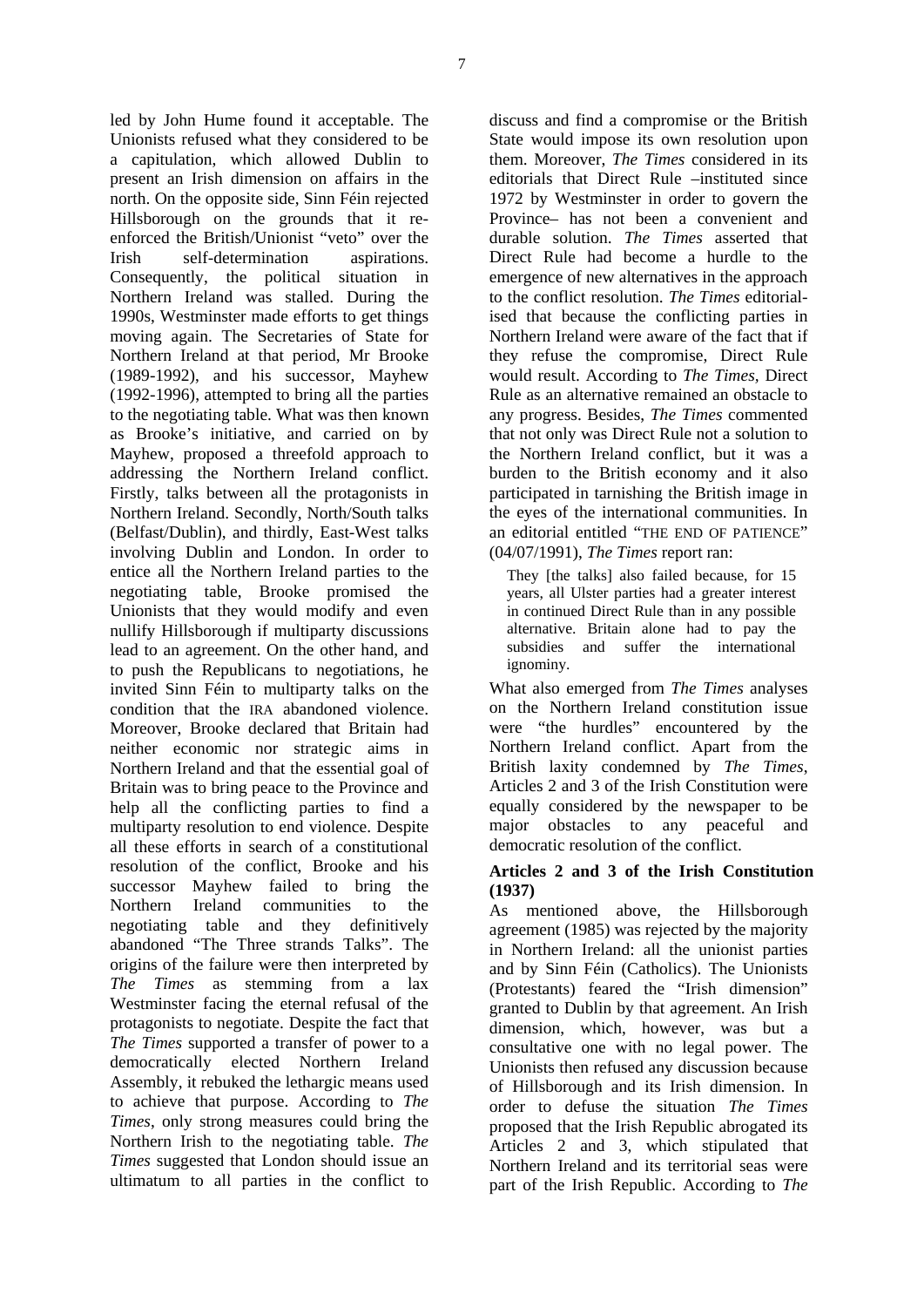led by John Hume found it acceptable. The Unionists refused what they considered to be a capitulation, which allowed Dublin to present an Irish dimension on affairs in the north. On the opposite side, Sinn Féin rejected Hillsborough on the grounds that it re-enforced the British/Unionist "veto" over the Irish self-determination aspirations. Consequently, the political situation in Northern Ireland was stalled. During the 1990s, Westminster made efforts to get things moving again. The Secretaries of State for Northern Ireland at that period, Mr Brooke (1989-1992), and his successor, Mayhew (1992-1996), attempted to bring all the parties to the negotiating table. What was then known as Brooke's initiative, and carried on by Mayhew, proposed a threefold approach to addressing the Northern Ireland conflict. Firstly, talks between all the protagonists in Northern Ireland. Secondly, North/South talks (Belfast/Dublin), and thirdly, East-West talks involving Dublin and London. In order to entice all the Northern Ireland parties to the negotiating table, Brooke promised the Unionists that they would modify and even nullify Hillsborough if multiparty discussions lead to an agreement. On the other hand, and to push the Republicans to negotiations, he invited Sinn Féin to multiparty talks on the condition that the IRA abandoned violence. Moreover, Brooke declared that Britain had neither economic nor strategic aims in Northern Ireland and that the essential goal of Britain was to bring peace to the Province and help all the conflicting parties to find a multiparty resolution to end violence. Despite all these efforts in search of a constitutional resolution of the conflict, Brooke and his successor Mayhew failed to bring the Northern Ireland communities to the negotiating table and they definitively abandoned "The Three strands Talks". The origins of the failure were then interpreted by *The Times* as stemming from a lax Westminster facing the eternal refusal of the protagonists to negotiate. Despite the fact that *The Times* supported a transfer of power to a democratically elected Northern Ireland Assembly, it rebuked the lethargic means used to achieve that purpose. According to *The Times*, only strong measures could bring the Northern Irish to the negotiating table. *The Times* suggested that London should issue an ultimatum to all parties in the conflict to discuss and find a compromise or the British State would impose its own resolution upon them. Moreover, *The Times* considered in its editorials that Direct Rule –instituted since 1972 by Westminster in order to govern the Province– has not been a convenient and durable solution. *The Times* asserted that Direct Rule had become a hurdle to the emergence of new alternatives in the approach to the conflict resolution. *The Times* editorialised that because the conflicting parties in Northern Ireland were aware of the fact that if they refuse the compromise, Direct Rule would result. According to *The Times*, Direct Rule as an alternative remained an obstacle to any progress. Besides, *The Times* commented that not only was Direct Rule not a solution to the Northern Ireland conflict, but it was a burden to the British economy and it also participated in tarnishing the British image in the eyes of the international communities. In an editorial entitled "THE END OF PATIENCE" (04/07/1991), *The Times* report ran:

> They [the talks] also failed because, for 15 years, all Ulster parties had a greater interest in continued Direct Rule than in any possible alternative. Britain alone had to pay the subsidies and suffer the international ignominy.

What also emerged from *The Times* analyses on the Northern Ireland constitution issue were "the hurdles" encountered by the Northern Ireland conflict. Apart from the British laxity condemned by *The Times*, Articles 2 and 3 of the Irish Constitution were equally considered by the newspaper to be major obstacles to any peaceful and democratic resolution of the conflict.

### Articles 2 and 3 of the Irish Constitution (1937)

As mentioned above, the Hillsborough agreement (1985) was rejected by the majority in Northern Ireland: all the unionist parties and by Sinn Féin (Catholics). The Unionists (Protestants) feared the "Irish dimension" granted to Dublin by that agreement. An Irish dimension, which, however, was but a consultative one with no legal power. The Unionists then refused any discussion because of Hillsborough and its Irish dimension. In order to defuse the situation *The Times* proposed that the Irish Republic abrogated its Articles 2 and 3, which stipulated that Northern Ireland and its territorial seas were part of the Irish Republic. According to *The*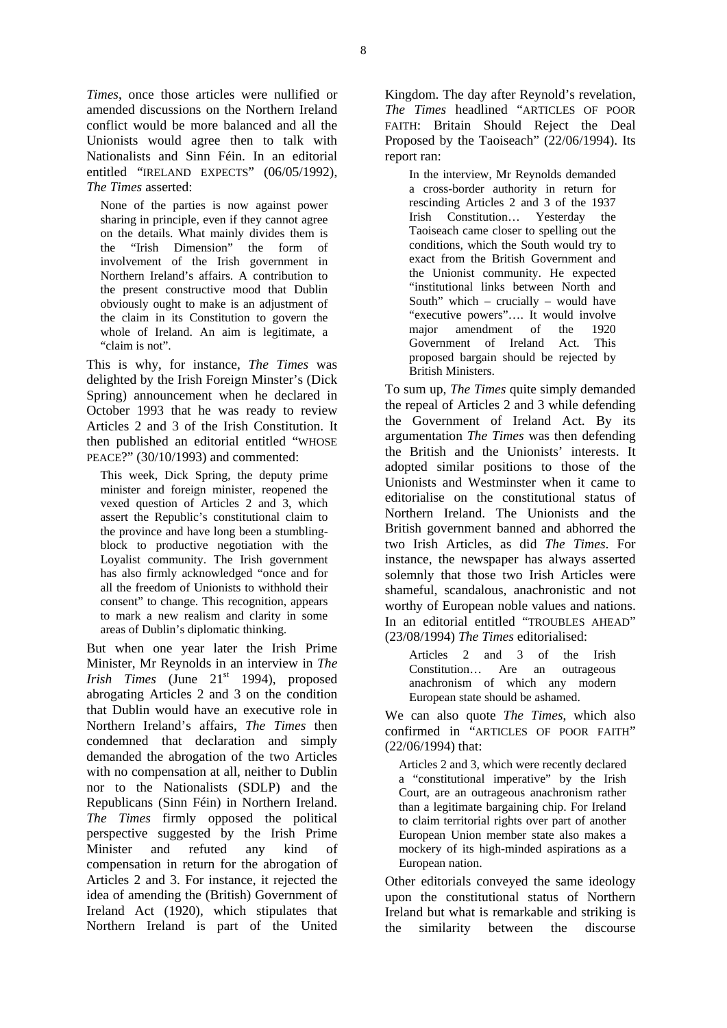*Times*, once those articles were nullified or amended discussions on the Northern Ireland conflict would be more balanced and all the Unionists would agree then to talk with Nationalists and Sinn Féin. In an editorial entitled "IRELAND EXPECTS" (06/05/1992), *The Times* asserted:

> None of the parties is now against power sharing in principle, even if they cannot agree on the details. What mainly divides them is the "Irish Dimension" the form of involvement of the Irish government in Northern Ireland's affairs. A contribution to the present constructive mood that Dublin obviously ought to make is an adjustment of the claim in its Constitution to govern the whole of Ireland. An aim is legitimate, a "claim is not".

This is why, for instance, *The Times* was delighted by the Irish Foreign Minster's (Dick Spring) announcement when he declared in October 1993 that he was ready to review Articles 2 and 3 of the Irish Constitution. It then published an editorial entitled "WHOSE PEACE?" (30/10/1993) and commented:

> This week, Dick Spring, the deputy prime minister and foreign minister, reopened the vexed question of Articles 2 and 3, which assert the Republic's constitutional claim to the province and have long been a stumbling-block to productive negotiation with the Loyalist community. The Irish government has also firmly acknowledged "once and for all the freedom of Unionists to withhold their consent" to change. This recognition, appears to mark a new realism and clarity in some areas of Dublin's diplomatic thinking.

But when one year later the Irish Prime Minister, Mr Reynolds in an interview in *The Irish Times* (June 21st 1994), proposed abrogating Articles 2 and 3 on the condition that Dublin would have an executive role in Northern Ireland's affairs, *The Times* then condemned that declaration and simply demanded the abrogation of the two Articles with no compensation at all, neither to Dublin nor to the Nationalists (SDLP) and the Republicans (Sinn Féin) in Northern Ireland. *The Times* firmly opposed the political perspective suggested by the Irish Prime Minister and refuted any kind of compensation in return for the abrogation of Articles 2 and 3. For instance, it rejected the idea of amending the (British) Government of Ireland Act (1920), which stipulates that Northern Ireland is part of the United Kingdom. The day after Reynold's revelation, *The Times* headlined "ARTICLES OF POOR FAITH: Britain Should Reject the Deal Proposed by the Taoiseach" (22/06/1994). Its report ran:

> In the interview, Mr Reynolds demanded a cross-border authority in return for rescinding Articles 2 and 3 of the 1937 Irish Constitution… Yesterday the Taoiseach came closer to spelling out the conditions, which the South would try to exact from the British Government and the Unionist community. He expected "institutional links between North and South" which – crucially – would have "executive powers"…. It would involve major amendment of the 1920 Government of Ireland Act. This proposed bargain should be rejected by British Ministers.

To sum up, *The Times* quite simply demanded the repeal of Articles 2 and 3 while defending the Government of Ireland Act. By its argumentation *The Times* was then defending the British and the Unionists' interests. It adopted similar positions to those of the Unionists and Westminster when it came to editorialise on the constitutional status of Northern Ireland. The Unionists and the British government banned and abhorred the two Irish Articles, as did *The Times*. For instance, the newspaper has always asserted solemnly that those two Irish Articles were shameful, scandalous, anachronistic and not worthy of European noble values and nations. In an editorial entitled "TROUBLES AHEAD" (23/08/1994) *The Times* editorialised:

> Articles 2 and 3 of the Irish Constitution… Are an outrageous anachronism of which any modern European state should be ashamed.

We can also quote *The Times*, which also confirmed in "ARTICLES OF POOR FAITH" (22/06/1994) that:

> Articles 2 and 3, which were recently declared a "constitutional imperative" by the Irish Court, are an outrageous anachronism rather than a legitimate bargaining chip. For Ireland to claim territorial rights over part of another European Union member state also makes a mockery of its high-minded aspirations as a European nation.

Other editorials conveyed the same ideology upon the constitutional status of Northern Ireland but what is remarkable and striking is the similarity between the discourse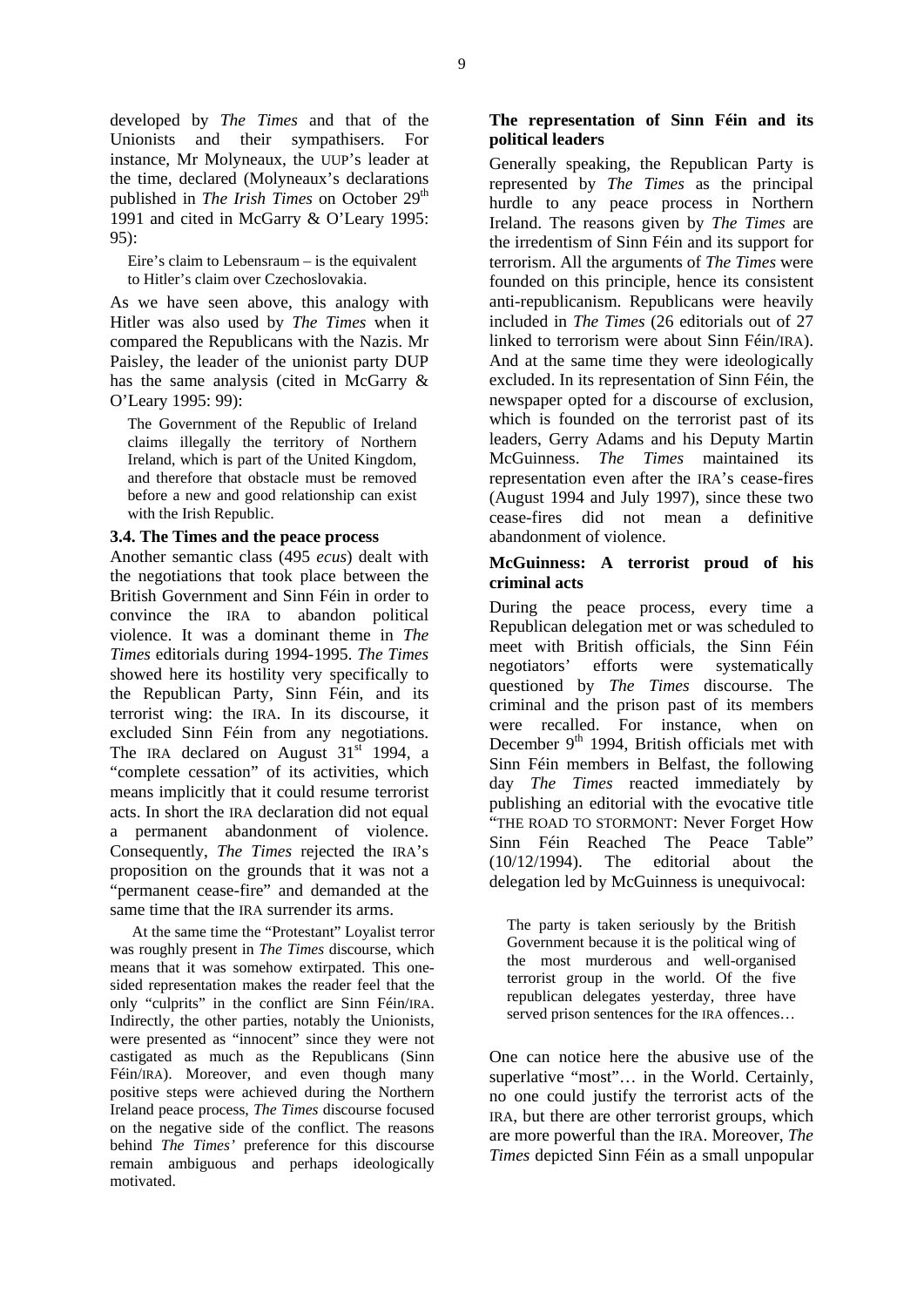developed by *The Times* and that of the Unionists and their sympathisers. For instance, Mr Molyneaux, the UUP's leader at the time, declared (Molyneaux's declarations published in *The Irish Times* on October 29th 1991 and cited in McGarry & O'Leary 1995: 95):

> Eire's claim to Lebensraum – is the equivalent to Hitler's claim over Czechoslovakia.

As we have seen above, this analogy with Hitler was also used by *The Times* when it compared the Republicans with the Nazis. Mr Paisley, the leader of the unionist party DUP has the same analysis (cited in McGarry & O'Leary 1995: 99):

> The Government of the Republic of Ireland claims illegally the territory of Northern Ireland, which is part of the United Kingdom, and therefore that obstacle must be removed before a new and good relationship can exist with the Irish Republic.

### 3.4. The Times and the peace process

Another semantic class (495 *ecus*) dealt with the negotiations that took place between the British Government and Sinn Féin in order to convince the IRA to abandon political violence. It was a dominant theme in *The Times* editorials during 1994-1995. *The Times* showed here its hostility very specifically to the Republican Party, Sinn Féin, and its terrorist wing: the IRA. In its discourse, it excluded Sinn Féin from any negotiations. The IRA declared on August 31st 1994, a "complete cessation" of its activities, which means implicitly that it could resume terrorist acts. In short the IRA declaration did not equal a permanent abandonment of violence. Consequently, *The Times* rejected the IRA's proposition on the grounds that it was not a "permanent cease-fire" and demanded at the same time that the IRA surrender its arms.

At the same time the "Protestant" Loyalist terror was roughly present in *The Times* discourse, which means that it was somehow extirpated. This one-sided representation makes the reader feel that the only "culprits" in the conflict are Sinn Féin/IRA. Indirectly, the other parties, notably the Unionists, were presented as "innocent" since they were not castigated as much as the Republicans (Sinn Féin/IRA). Moreover, and even though many positive steps were achieved during the Northern Ireland peace process, *The Times* discourse focused on the negative side of the conflict. The reasons behind *The Times'* preference for this discourse remain ambiguous and perhaps ideologically motivated.

### The representation of Sinn Féin and its political leaders

Generally speaking, the Republican Party is represented by *The Times* as the principal hurdle to any peace process in Northern Ireland. The reasons given by *The Times* are the irredentism of Sinn Féin and its support for terrorism. All the arguments of *The Times* were founded on this principle, hence its consistent anti-republicanism. Republicans were heavily included in *The Times* (26 editorials out of 27 linked to terrorism were about Sinn Féin/IRA). And at the same time they were ideologically excluded. In its representation of Sinn Féin, the newspaper opted for a discourse of exclusion, which is founded on the terrorist past of its leaders, Gerry Adams and his Deputy Martin McGuinness. *The Times* maintained its representation even after the IRA's cease-fires (August 1994 and July 1997), since these two cease-fires did not mean a definitive abandonment of violence.

### McGuinness: A terrorist proud of his criminal acts

During the peace process, every time a Republican delegation met or was scheduled to meet with British officials, the Sinn Féin negotiators' efforts were systematically questioned by *The Times* discourse. The criminal and the prison past of its members were recalled. For instance, when on December 9th 1994, British officials met with Sinn Féin members in Belfast, the following day *The Times* reacted immediately by publishing an editorial with the evocative title "THE ROAD TO STORMONT: Never Forget How Sinn Féin Reached The Peace Table" (10/12/1994). The editorial about the delegation led by McGuinness is unequivocal:

> The party is taken seriously by the British Government because it is the political wing of the most murderous and well-organised terrorist group in the world. Of the five republican delegates yesterday, three have served prison sentences for the IRA offences…

One can notice here the abusive use of the superlative "most"… in the World. Certainly, no one could justify the terrorist acts of the IRA, but there are other terrorist groups, which are more powerful than the IRA. Moreover, *The Times* depicted Sinn Féin as a small unpopular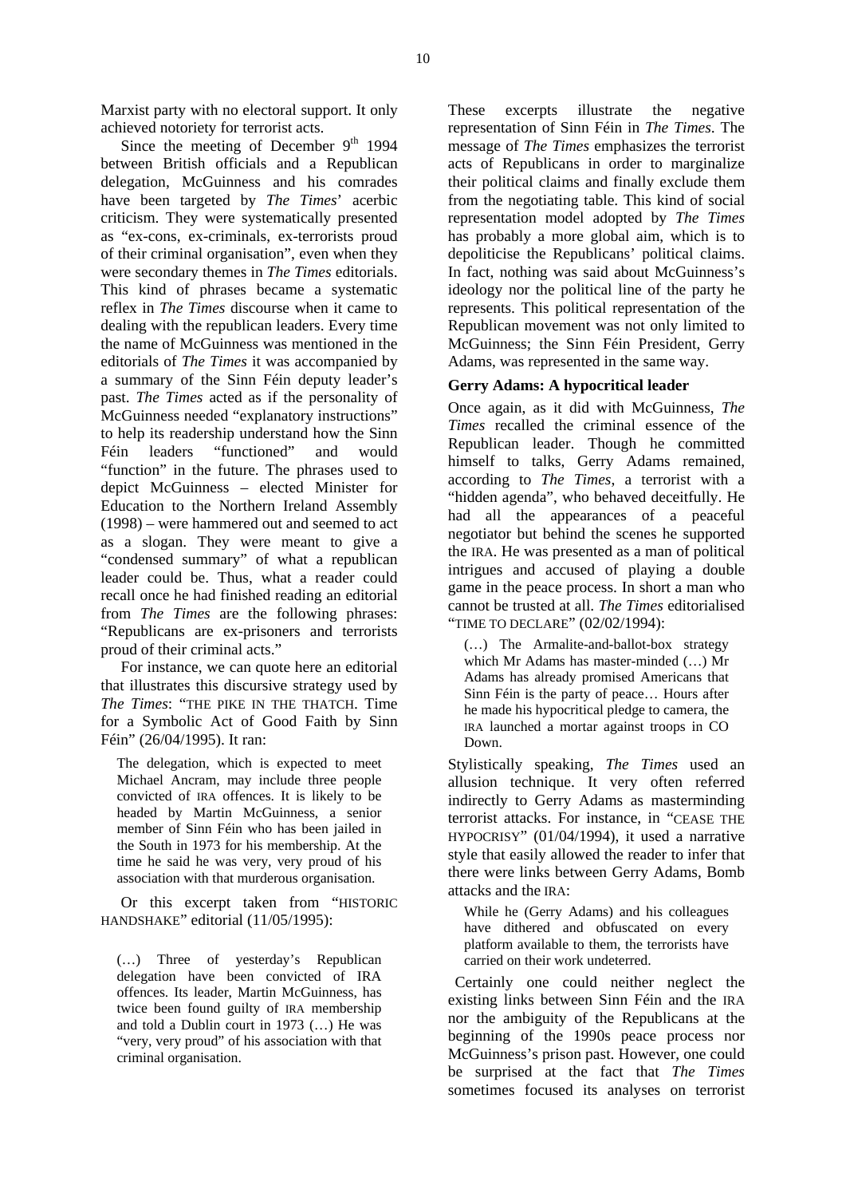Marxist party with no electoral support. It only achieved notoriety for terrorist acts.

Since the meeting of December 9th 1994 between British officials and a Republican delegation, McGuinness and his comrades have been targeted by *The Times*' acerbic criticism. They were systematically presented as "ex-cons, ex-criminals, ex-terrorists proud of their criminal organisation", even when they were secondary themes in *The Times* editorials. This kind of phrases became a systematic reflex in *The Times* discourse when it came to dealing with the republican leaders. Every time the name of McGuinness was mentioned in the editorials of *The Times* it was accompanied by a summary of the Sinn Féin deputy leader's past. *The Times* acted as if the personality of McGuinness needed "explanatory instructions" to help its readership understand how the Sinn Féin leaders "functioned" and would "function" in the future. The phrases used to depict McGuinness – elected Minister for Education to the Northern Ireland Assembly (1998) – were hammered out and seemed to act as a slogan. They were meant to give a "condensed summary" of what a republican leader could be. Thus, what a reader could recall once he had finished reading an editorial from *The Times* are the following phrases: "Republicans are ex-prisoners and terrorists proud of their criminal acts."

For instance, we can quote here an editorial that illustrates this discursive strategy used by *The Times*: "THE PIKE IN THE THATCH. Time for a Symbolic Act of Good Faith by Sinn Féin" (26/04/1995). It ran:

> The delegation, which is expected to meet Michael Ancram, may include three people convicted of IRA offences. It is likely to be headed by Martin McGuinness, a senior member of Sinn Féin who has been jailed in the South in 1973 for his membership. At the time he said he was very, very proud of his association with that murderous organisation.

Or this excerpt taken from "HISTORIC HANDSHAKE" editorial (11/05/1995):

> (…) Three of yesterday's Republican delegation have been convicted of IRA offences. Its leader, Martin McGuinness, has twice been found guilty of IRA membership and told a Dublin court in 1973 (…) He was "very, very proud" of his association with that criminal organisation.

These excerpts illustrate the negative representation of Sinn Féin in *The Times*. The message of *The Times* emphasizes the terrorist acts of Republicans in order to marginalize their political claims and finally exclude them from the negotiating table. This kind of social representation model adopted by *The Times* has probably a more global aim, which is to depoliticise the Republicans' political claims. In fact, nothing was said about McGuinness's ideology nor the political line of the party he represents. This political representation of the Republican movement was not only limited to McGuinness; the Sinn Féin President, Gerry Adams, was represented in the same way.

**Gerry Adams: A hypocritical leader**

Once again, as it did with McGuinness, *The Times* recalled the criminal essence of the Republican leader. Though he committed himself to talks, Gerry Adams remained, according to *The Times*, a terrorist with a "hidden agenda", who behaved deceitfully. He had all the appearances of a peaceful negotiator but behind the scenes he supported the IRA. He was presented as a man of political intrigues and accused of playing a double game in the peace process. In short a man who cannot be trusted at all. *The Times* editorialised "TIME TO DECLARE" (02/02/1994):

> (…) The Armalite-and-ballot-box strategy which Mr Adams has master-minded (…) Mr Adams has already promised Americans that Sinn Féin is the party of peace… Hours after he made his hypocritical pledge to camera, the IRA launched a mortar against troops in CO Down.

Stylistically speaking, *The Times* used an allusion technique. It very often referred indirectly to Gerry Adams as masterminding terrorist attacks. For instance, in "CEASE THE HYPOCRISY" (01/04/1994), it used a narrative style that easily allowed the reader to infer that there were links between Gerry Adams, Bomb attacks and the IRA:

> While he (Gerry Adams) and his colleagues have dithered and obfuscated on every platform available to them, the terrorists have carried on their work undeterred.

Certainly one could neither neglect the existing links between Sinn Féin and the IRA nor the ambiguity of the Republicans at the beginning of the 1990s peace process nor McGuinness's prison past. However, one could be surprised at the fact that *The Times* sometimes focused its analyses on terrorist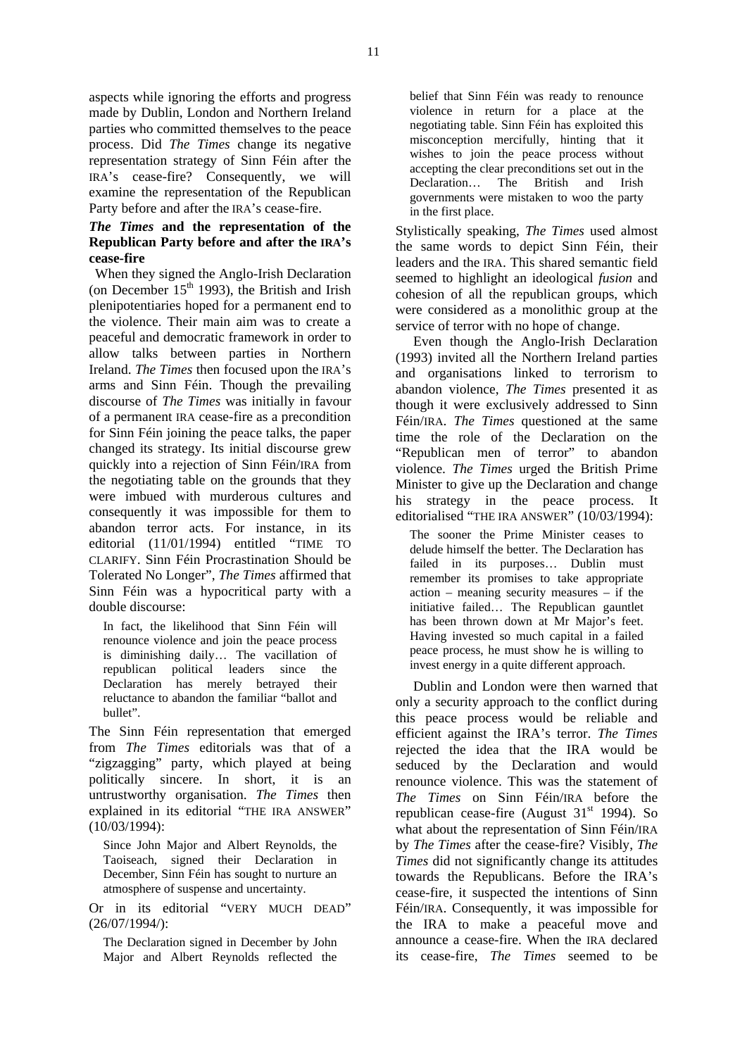aspects while ignoring the efforts and progress made by Dublin, London and Northern Ireland parties who committed themselves to the peace process. Did *The Times* change its negative representation strategy of Sinn Féin after the IRA's cease-fire? Consequently, we will examine the representation of the Republican Party before and after the IRA's cease-fire.

### *The Times* and the representation of the Republican Party before and after the IRA's cease-fire

When they signed the Anglo-Irish Declaration (on December 15th 1993), the British and Irish plenipotentiaries hoped for a permanent end to the violence. Their main aim was to create a peaceful and democratic framework in order to allow talks between parties in Northern Ireland. *The Times* then focused upon the IRA's arms and Sinn Féin. Though the prevailing discourse of *The Times* was initially in favour of a permanent IRA cease-fire as a precondition for Sinn Féin joining the peace talks, the paper changed its strategy. Its initial discourse grew quickly into a rejection of Sinn Féin/IRA from the negotiating table on the grounds that they were imbued with murderous cultures and consequently it was impossible for them to abandon terror acts. For instance, in its editorial (11/01/1994) entitled "TIME TO CLARIFY. Sinn Féin Procrastination Should be Tolerated No Longer", *The Times* affirmed that Sinn Féin was a hypocritical party with a double discourse:

> In fact, the likelihood that Sinn Féin will renounce violence and join the peace process is diminishing daily… The vacillation of republican political leaders since the Declaration has merely betrayed their reluctance to abandon the familiar "ballot and bullet".

The Sinn Féin representation that emerged from *The Times* editorials was that of a "zigzagging" party, which played at being politically sincere. In short, it is an untrustworthy organisation. *The Times* then explained in its editorial "THE IRA ANSWER" (10/03/1994):

> Since John Major and Albert Reynolds, the Taoiseach, signed their Declaration in December, Sinn Féin has sought to nurture an atmosphere of suspense and uncertainty.

Or in its editorial "VERY MUCH DEAD" (26/07/1994/):

> The Declaration signed in December by John Major and Albert Reynolds reflected the belief that Sinn Féin was ready to renounce violence in return for a place at the negotiating table. Sinn Féin has exploited this misconception mercifully, hinting that it wishes to join the peace process without accepting the clear preconditions set out in the Declaration… The British and Irish governments were mistaken to woo the party in the first place.

Stylistically speaking, *The Times* used almost the same words to depict Sinn Féin, their leaders and the IRA. This shared semantic field seemed to highlight an ideological *fusion* and cohesion of all the republican groups, which were considered as a monolithic group at the service of terror with no hope of change.

Even though the Anglo-Irish Declaration (1993) invited all the Northern Ireland parties and organisations linked to terrorism to abandon violence, *The Times* presented it as though it were exclusively addressed to Sinn Féin/IRA. *The Times* questioned at the same time the role of the Declaration on the "Republican men of terror" to abandon violence. *The Times* urged the British Prime Minister to give up the Declaration and change his strategy in the peace process. It editorialised "THE IRA ANSWER" (10/03/1994):

> The sooner the Prime Minister ceases to delude himself the better. The Declaration has failed in its purposes… Dublin must remember its promises to take appropriate action – meaning security measures – if the initiative failed… The Republican gauntlet has been thrown down at Mr Major's feet. Having invested so much capital in a failed peace process, he must show he is willing to invest energy in a quite different approach.

Dublin and London were then warned that only a security approach to the conflict during this peace process would be reliable and efficient against the IRA's terror. *The Times* rejected the idea that the IRA would be seduced by the Declaration and would renounce violence. This was the statement of *The Times* on Sinn Féin/IRA before the republican cease-fire (August 31st 1994). So what about the representation of Sinn Féin/IRA by *The Times* after the cease-fire? Visibly, *The Times* did not significantly change its attitudes towards the Republicans. Before the IRA's cease-fire, it suspected the intentions of Sinn Féin/IRA. Consequently, it was impossible for the IRA to make a peaceful move and announce a cease-fire. When the IRA declared its cease-fire, *The Times* seemed to be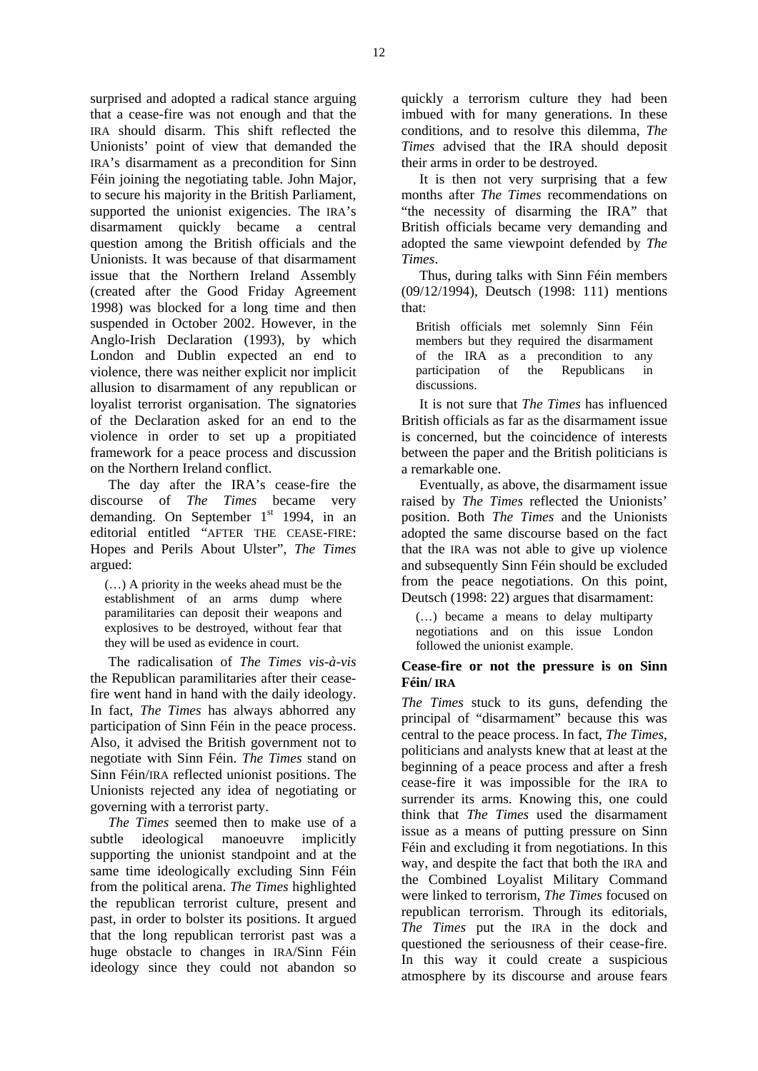surprised and adopted a radical stance arguing that a cease-fire was not enough and that the IRA should disarm. This shift reflected the Unionists' point of view that demanded the IRA's disarmament as a precondition for Sinn Féin joining the negotiating table. John Major, to secure his majority in the British Parliament, supported the unionist exigencies. The IRA's disarmament quickly became a central question among the British officials and the Unionists. It was because of that disarmament issue that the Northern Ireland Assembly (created after the Good Friday Agreement 1998) was blocked for a long time and then suspended in October 2002. However, in the Anglo-Irish Declaration (1993), by which London and Dublin expected an end to violence, there was neither explicit nor implicit allusion to disarmament of any republican or loyalist terrorist organisation. The signatories of the Declaration asked for an end to the violence in order to set up a propitiated framework for a peace process and discussion on the Northern Ireland conflict.

The day after the IRA's cease-fire the discourse of *The Times* became very demanding. On September 1st 1994, in an editorial entitled "AFTER THE CEASE-FIRE: Hopes and Perils About Ulster", *The Times* argued:

> (…) A priority in the weeks ahead must be the establishment of an arms dump where paramilitaries can deposit their weapons and explosives to be destroyed, without fear that they will be used as evidence in court.

The radicalisation of *The Times vis-à-vis* the Republican paramilitaries after their cease-fire went hand in hand with the daily ideology. In fact, *The Times* has always abhorred any participation of Sinn Féin in the peace process. Also, it advised the British government not to negotiate with Sinn Féin. *The Times* stand on Sinn Féin/IRA reflected unionist positions. The Unionists rejected any idea of negotiating or governing with a terrorist party.

*The Times* seemed then to make use of a subtle ideological manoeuvre implicitly supporting the unionist standpoint and at the same time ideologically excluding Sinn Féin from the political arena. *The Times* highlighted the republican terrorist culture, present and past, in order to bolster its positions. It argued that the long republican terrorist past was a huge obstacle to changes in IRA/Sinn Féin ideology since they could not abandon so quickly a terrorism culture they had been imbued with for many generations. In these conditions, and to resolve this dilemma, *The Times* advised that the IRA should deposit their arms in order to be destroyed.

It is then not very surprising that a few months after *The Times* recommendations on "the necessity of disarming the IRA" that British officials became very demanding and adopted the same viewpoint defended by *The Times*.

Thus, during talks with Sinn Féin members (09/12/1994), Deutsch (1998: 111) mentions that:

> British officials met solemnly Sinn Féin members but they required the disarmament of the IRA as a precondition to any participation of the Republicans in discussions.

It is not sure that *The Times* has influenced British officials as far as the disarmament issue is concerned, but the coincidence of interests between the paper and the British politicians is a remarkable one.

Eventually, as above, the disarmament issue raised by *The Times* reflected the Unionists' position. Both *The Times* and the Unionists adopted the same discourse based on the fact that the IRA was not able to give up violence and subsequently Sinn Féin should be excluded from the peace negotiations. On this point, Deutsch (1998: 22) argues that disarmament:

> (…) became a means to delay multiparty negotiations and on this issue London followed the unionist example.

### Cease-fire or not the pressure is on Sinn Féin/ IRA

*The Times* stuck to its guns, defending the principal of "disarmament" because this was central to the peace process. In fact, *The Times*, politicians and analysts knew that at least at the beginning of a peace process and after a fresh cease-fire it was impossible for the IRA to surrender its arms. Knowing this, one could think that *The Times* used the disarmament issue as a means of putting pressure on Sinn Féin and excluding it from negotiations. In this way, and despite the fact that both the IRA and the Combined Loyalist Military Command were linked to terrorism, *The Times* focused on republican terrorism. Through its editorials, *The Times* put the IRA in the dock and questioned the seriousness of their cease-fire. In this way it could create a suspicious atmosphere by its discourse and arouse fears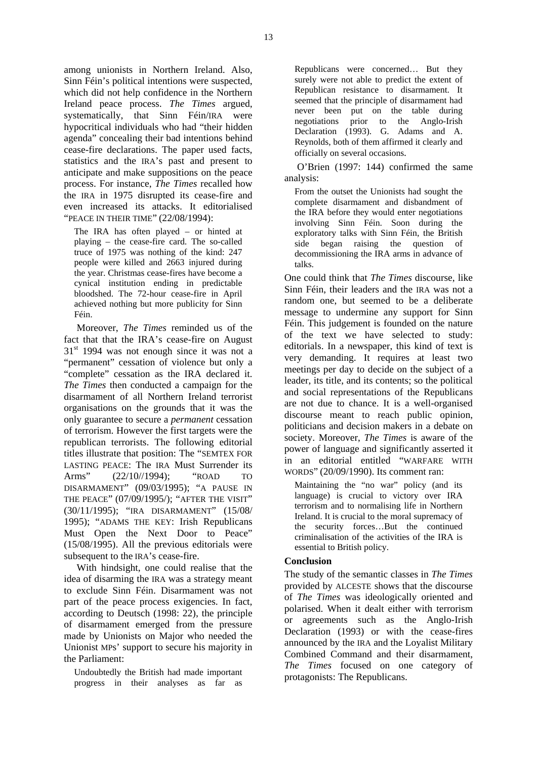among unionists in Northern Ireland. Also, Sinn Féin's political intentions were suspected, which did not help confidence in the Northern Ireland peace process. *The Times* argued, systematically, that Sinn Féin/IRA were hypocritical individuals who had "their hidden agenda" concealing their bad intentions behind cease-fire declarations. The paper used facts, statistics and the IRA's past and present to anticipate and make suppositions on the peace process. For instance, *The Times* recalled how the IRA in 1975 disrupted its cease-fire and even increased its attacks. It editorialised "PEACE IN THEIR TIME" (22/08/1994):

> The IRA has often played – or hinted at playing – the cease-fire card. The so-called truce of 1975 was nothing of the kind: 247 people were killed and 2663 injured during the year. Christmas cease-fires have become a cynical institution ending in predictable bloodshed. The 72-hour cease-fire in April achieved nothing but more publicity for Sinn Féin.

Moreover, *The Times* reminded us of the fact that that the IRA's cease-fire on August 31st 1994 was not enough since it was not a "permanent" cessation of violence but only a "complete" cessation as the IRA declared it. *The Times* then conducted a campaign for the disarmament of all Northern Ireland terrorist organisations on the grounds that it was the only guarantee to secure a *permanent* cessation of terrorism. However the first targets were the republican terrorists. The following editorial titles illustrate that position: The "SEMTEX FOR LASTING PEACE: The IRA Must Surrender its Arms" (22/10//1994); "ROAD TO DISARMAMENT" (09/03/1995); "A PAUSE IN THE PEACE" (07/09/1995/); "AFTER THE VISIT" (30/11/1995); "IRA DISARMAMENT" (15/08/1995); "ADAMS THE KEY: Irish Republicans Must Open the Next Door to Peace" (15/08/1995). All the previous editorials were subsequent to the IRA's cease-fire.

With hindsight, one could realise that the idea of disarming the IRA was a strategy meant to exclude Sinn Féin. Disarmament was not part of the peace process exigencies. In fact, according to Deutsch (1998: 22), the principle of disarmament emerged from the pressure made by Unionists on Major who needed the Unionist MPs' support to secure his majority in the Parliament:

> Undoubtedly the British had made important progress in their analyses as far as Republicans were concerned… But they surely were not able to predict the extent of Republican resistance to disarmament. It seemed that the principle of disarmament had never been put on the table during negotiations prior to the Anglo-Irish Declaration (1993). G. Adams and A. Reynolds, both of them affirmed it clearly and officially on several occasions.

O'Brien (1997: 144) confirmed the same analysis:

> From the outset the Unionists had sought the complete disarmament and disbandment of the IRA before they would enter negotiations involving Sinn Féin. Soon during the exploratory talks with Sinn Féin, the British side began raising the question of decommissioning the IRA arms in advance of talks.

One could think that *The Times* discourse, like Sinn Féin, their leaders and the IRA was not a random one, but seemed to be a deliberate message to undermine any support for Sinn Féin. This judgement is founded on the nature of the text we have selected to study: editorials. In a newspaper, this kind of text is very demanding. It requires at least two meetings per day to decide on the subject of a leader, its title, and its contents; so the political and social representations of the Republicans are not due to chance. It is a well-organised discourse meant to reach public opinion, politicians and decision makers in a debate on society. Moreover, *The Times* is aware of the power of language and significantly asserted it in an editorial entitled "WARFARE WITH WORDS" (20/09/1990). Its comment ran:

> Maintaining the "no war" policy (and its language) is crucial to victory over IRA terrorism and to normalising life in Northern Ireland. It is crucial to the moral supremacy of the security forces…But the continued criminalisation of the activities of the IRA is essential to British policy.

## Conclusion

The study of the semantic classes in *The Times* provided by ALCESTE shows that the discourse of *The Times* was ideologically oriented and polarised. When it dealt either with terrorism or agreements such as the Anglo-Irish Declaration (1993) or with the cease-fires announced by the IRA and the Loyalist Military Combined Command and their disarmament, *The Times* focused on one category of protagonists: The Republicans.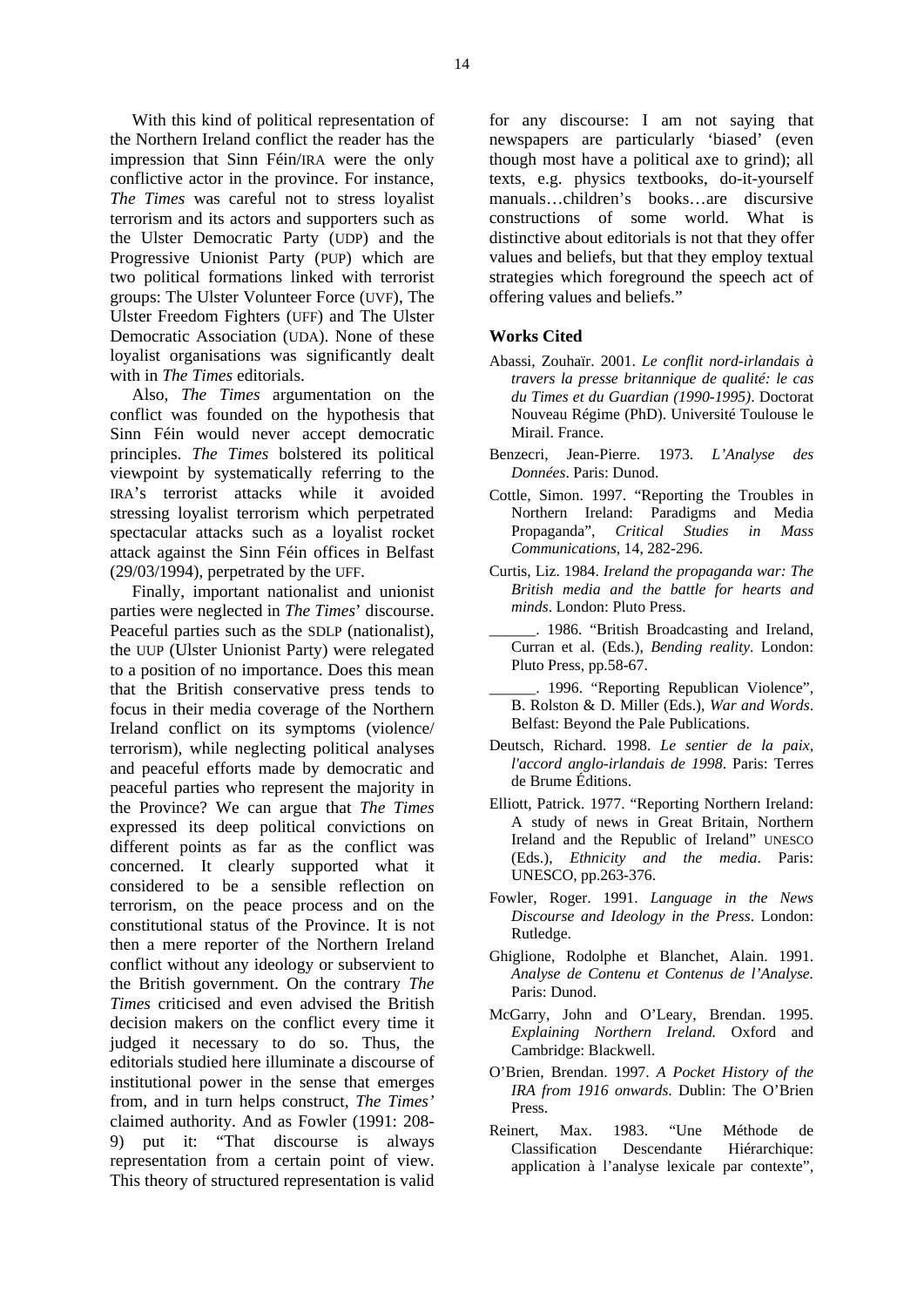With this kind of political representation of the Northern Ireland conflict the reader has the impression that Sinn Féin/IRA were the only conflictive actor in the province. For instance, *The Times* was careful not to stress loyalist terrorism and its actors and supporters such as the Ulster Democratic Party (UDP) and the Progressive Unionist Party (PUP) which are two political formations linked with terrorist groups: The Ulster Volunteer Force (UVF), The Ulster Freedom Fighters (UFF) and The Ulster Democratic Association (UDA). None of these loyalist organisations was significantly dealt with in *The Times* editorials.

Also, *The Times* argumentation on the conflict was founded on the hypothesis that Sinn Féin would never accept democratic principles. *The Times* bolstered its political viewpoint by systematically referring to the IRA's terrorist attacks while it avoided stressing loyalist terrorism which perpetrated spectacular attacks such as a loyalist rocket attack against the Sinn Féin offices in Belfast (29/03/1994), perpetrated by the UFF.

Finally, important nationalist and unionist parties were neglected in *The Times*' discourse. Peaceful parties such as the SDLP (nationalist), the UUP (Ulster Unionist Party) were relegated to a position of no importance. Does this mean that the British conservative press tends to focus in their media coverage of the Northern Ireland conflict on its symptoms (violence/ terrorism), while neglecting political analyses and peaceful efforts made by democratic and peaceful parties who represent the majority in the Province? We can argue that *The Times* expressed its deep political convictions on different points as far as the conflict was concerned. It clearly supported what it considered to be a sensible reflection on terrorism, on the peace process and on the constitutional status of the Province. It is not then a mere reporter of the Northern Ireland conflict without any ideology or subservient to the British government. On the contrary *The Times* criticised and even advised the British decision makers on the conflict every time it judged it necessary to do so. Thus, the editorials studied here illuminate a discourse of institutional power in the sense that emerges from, and in turn helps construct, *The Times'* claimed authority. And as Fowler (1991: 208-9) put it: "That discourse is always representation from a certain point of view. This theory of structured representation is valid for any discourse: I am not saying that newspapers are particularly 'biased' (even though most have a political axe to grind); all texts, e.g. physics textbooks, do-it-yourself manuals…children's books…are discursive constructions of some world. What is distinctive about editorials is not that they offer values and beliefs, but that they employ textual strategies which foreground the speech act of offering values and beliefs."

### Works Cited

Abassi, Zouhaïr. 2001. *Le conflit nord-irlandais à travers la presse britannique de qualité: le cas du Times et du Guardian (1990-1995)*. Doctorat Nouveau Régime (PhD). Université Toulouse le Mirail. France.

Benzecri, Jean-Pierre. 1973. *L'Analyse des Données*. Paris: Dunod.

Cottle, Simon. 1997. "Reporting the Troubles in Northern Ireland: Paradigms and Media Propaganda", *Critical Studies in Mass Communications*, 14, 282-296.

Curtis, Liz. 1984. *Ireland the propaganda war: The British media and the battle for hearts and minds*. London: Pluto Press.

______. 1986. "British Broadcasting and Ireland, Curran et al. (Eds.), *Bending reality*. London: Pluto Press, pp.58-67.

______. 1996. "Reporting Republican Violence", B. Rolston & D. Miller (Eds.), *War and Words*. Belfast: Beyond the Pale Publications.

Deutsch, Richard. 1998. *Le sentier de la paix, l'accord anglo-irlandais de 1998*. Paris: Terres de Brume Éditions.

Elliott, Patrick. 1977. "Reporting Northern Ireland: A study of news in Great Britain, Northern Ireland and the Republic of Ireland" UNESCO (Eds.), *Ethnicity and the media*. Paris: UNESCO, pp.263-376.

Fowler, Roger. 1991. *Language in the News Discourse and Ideology in the Press*. London: Rutledge.

Ghiglione, Rodolphe et Blanchet, Alain. 1991. *Analyse de Contenu et Contenus de l'Analyse.* Paris: Dunod.

McGarry, John and O'Leary, Brendan. 1995. *Explaining Northern Ireland.* Oxford and Cambridge: Blackwell.

O'Brien, Brendan. 1997. *A Pocket History of the IRA from 1916 onwards.* Dublin: The O'Brien Press.

Reinert, Max. 1983. "Une Méthode de Classification Descendante Hiérarchique: application à l'analyse lexicale par contexte",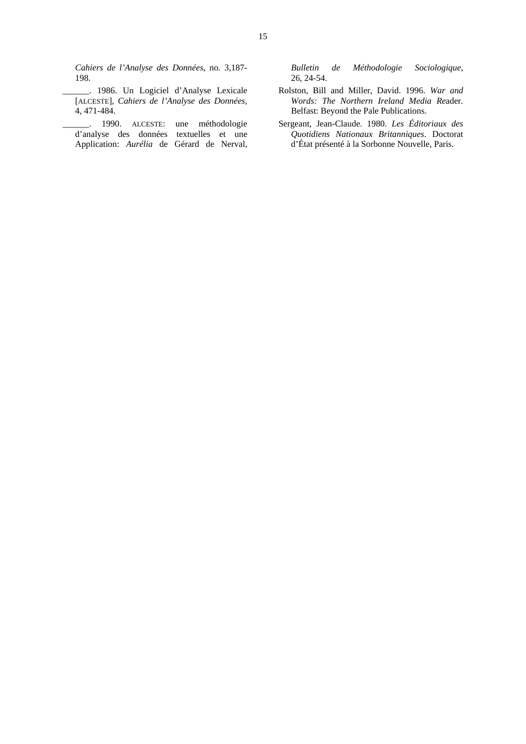*Cahiers de l'Analyse des Données*, no. 3,187-198.

______. 1986. Un Logiciel d'Analyse Lexicale [ALCESTE], *Cahiers de l'Analyse des Données*, 4, 471-484.

______. 1990. ALCESTE: une méthodologie d'analyse des données textuelles et une Application: *Aurélia* de Gérard de Nerval, *Bulletin de Méthodologie Sociologique*, 26, 24-54.

Rolston, Bill and Miller, David. 1996. *War and Words: The Northern Ireland Media Re*ader. Belfast: Beyond the Pale Publications.

Sergeant, Jean-Claude. 1980. *Les Éditoriaux des Quotidiens Nationaux Britanniques*. Doctorat d'État présenté à la Sorbonne Nouvelle, Paris.